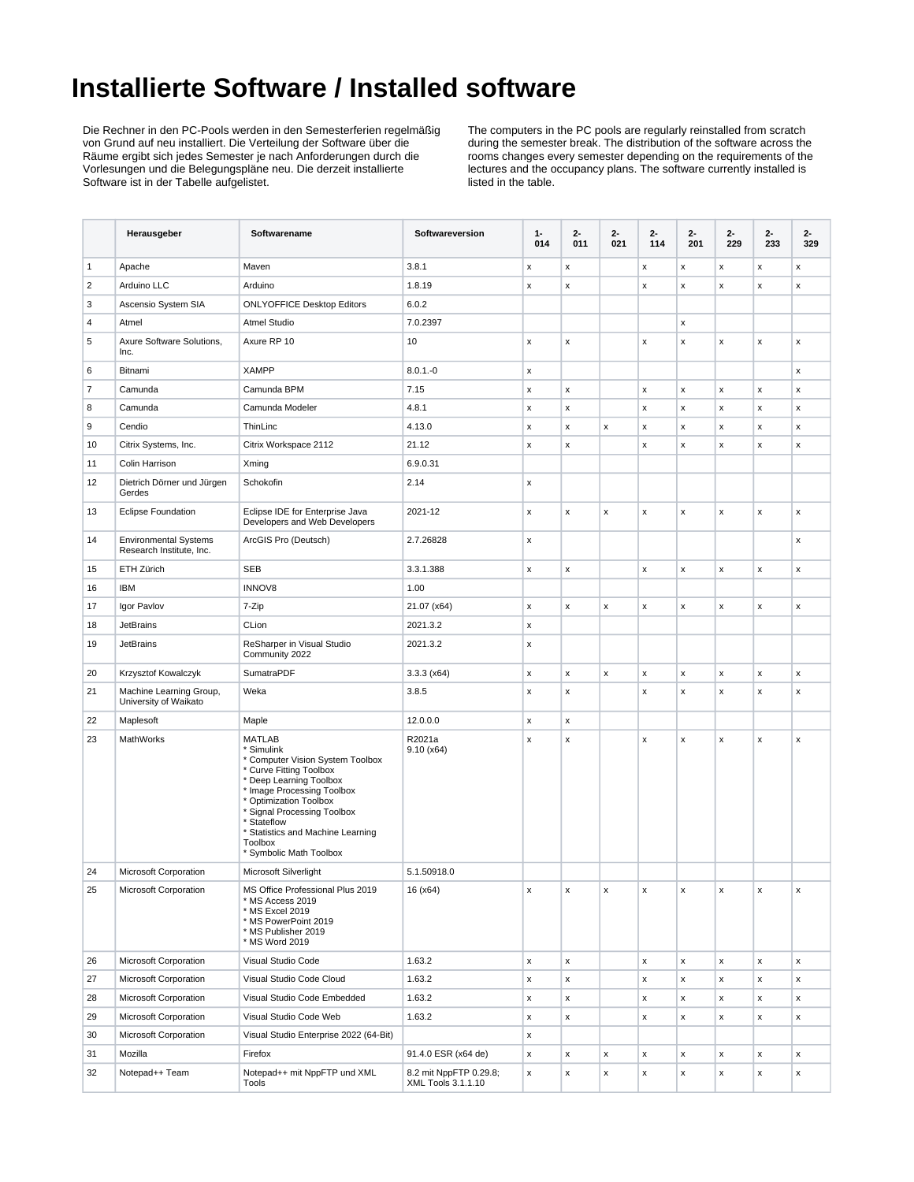# Installierte Software / Installed software

Die Rechner in den PC-Pools werden in den Semesterferien regelmäßig von Grund auf neu installiert. Die Verteilung der Software über die Räume ergibt sich jedes Semester je nach Anforderungen durch die Vorlesungen und die Belegungspläne neu. Die derzeit installierte Software ist in der Tabelle aufgelistet.

The computers in the PC pools are regularly reinstalled from scratch during the semester break. The distribution of the software across the rooms changes every semester depending on the requirements of the lectures and the occupancy plans. The software currently installed is listed in the table.

| | Herausgeber | Softwarename | Softwareversion | 1-014 | 2-011 | 2-021 | 2-114 | 2-201 | 2-229 | 2-233 | 2-329 |
|---|---|---|---|---|---|---|---|---|---|---|---|
| 1 | Apache | Maven | 3.8.1 | x | x | | x | x | x | x | x |
| 2 | Arduino LLC | Arduino | 1.8.19 | x | x | | x | x | x | x | x |
| 3 | Ascensio System SIA | ONLYOFFICE Desktop Editors | 6.0.2 | | | | | | | | |
| 4 | Atmel | Atmel Studio | 7.0.2397 | | | | | x | | | |
| 5 | Axure Software Solutions, Inc. | Axure RP 10 | 10 | x | x | | x | x | x | x | x |
| 6 | Bitnami | XAMPP | 8.0.1.-0 | x | | | | | | | x |
| 7 | Camunda | Camunda BPM | 7.15 | x | x | | x | x | x | x | x |
| 8 | Camunda | Camunda Modeler | 4.8.1 | x | x | | x | x | x | x | x |
| 9 | Cendio | ThinLinc | 4.13.0 | x | x | x | x | x | x | x | x |
| 10 | Citrix Systems, Inc. | Citrix Workspace 2112 | 21.12 | x | x | | x | x | x | x | x |
| 11 | Colin Harrison | Xming | 6.9.0.31 | | | | | | | | |
| 12 | Dietrich Dörner und Jürgen Gerdes | Schokofin | 2.14 | x | | | | | | | |
| 13 | Eclipse Foundation | Eclipse IDE for Enterprise Java Developers and Web Developers | 2021-12 | x | x | x | x | x | x | x | x |
| 14 | Environmental Systems Research Institute, Inc. | ArcGIS Pro (Deutsch) | 2.7.26828 | x | | | | | | | x |
| 15 | ETH Zürich | SEB | 3.3.1.388 | x | x | | x | x | x | x | x |
| 16 | IBM | INNOV8 | 1.00 | | | | | | | | |
| 17 | Igor Pavlov | 7-Zip | 21.07 (x64) | x | x | x | x | x | x | x | x |
| 18 | JetBrains | CLion | 2021.3.2 | x | | | | | | | |
| 19 | JetBrains | ReSharper in Visual Studio Community 2022 | 2021.3.2 | x | | | | | | | |
| 20 | Krzysztof Kowalczyk | SumatraPDF | 3.3.3 (x64) | x | x | x | x | x | x | x | x |
| 21 | Machine Learning Group, University of Waikato | Weka | 3.8.5 | x | x | | x | x | x | x | x |
| 22 | Maplesoft | Maple | 12.0.0.0 | x | x | | | | | | |
| 23 | MathWorks | MATLAB<br>* Simulink<br>* Computer Vision System Toolbox<br>* Curve Fitting Toolbox<br>* Deep Learning Toolbox<br>* Image Processing Toolbox<br>* Optimization Toolbox<br>* Signal Processing Toolbox<br>* Stateflow<br>* Statistics and Machine Learning Toolbox<br>* Symbolic Math Toolbox | R2021a<br>9.10 (x64) | x | x | | x | x | x | x | x |
| 24 | Microsoft Corporation | Microsoft Silverlight | 5.1.50918.0 | | | | | | | | |
| 25 | Microsoft Corporation | MS Office Professional Plus 2019<br>* MS Access 2019<br>* MS Excel 2019<br>* MS PowerPoint 2019<br>* MS Publisher 2019<br>* MS Word 2019 | 16 (x64) | x | x | x | x | x | x | x | x |
| 26 | Microsoft Corporation | Visual Studio Code | 1.63.2 | x | x | | x | x | x | x | x |
| 27 | Microsoft Corporation | Visual Studio Code Cloud | 1.63.2 | x | x | | x | x | x | x | x |
| 28 | Microsoft Corporation | Visual Studio Code Embedded | 1.63.2 | x | x | | x | x | x | x | x |
| 29 | Microsoft Corporation | Visual Studio Code Web | 1.63.2 | x | x | | x | x | x | x | x |
| 30 | Microsoft Corporation | Visual Studio Enterprise 2022 (64-Bit) | | x | | | | | | | |
| 31 | Mozilla | Firefox | 91.4.0 ESR (x64 de) | x | x | x | x | x | x | x | x |
| 32 | Notepad++ Team | Notepad++ mit NppFTP und XML Tools | 8.2 mit NppFTP 0.29.8; XML Tools 3.1.1.10 | x | x | x | x | x | x | x | x |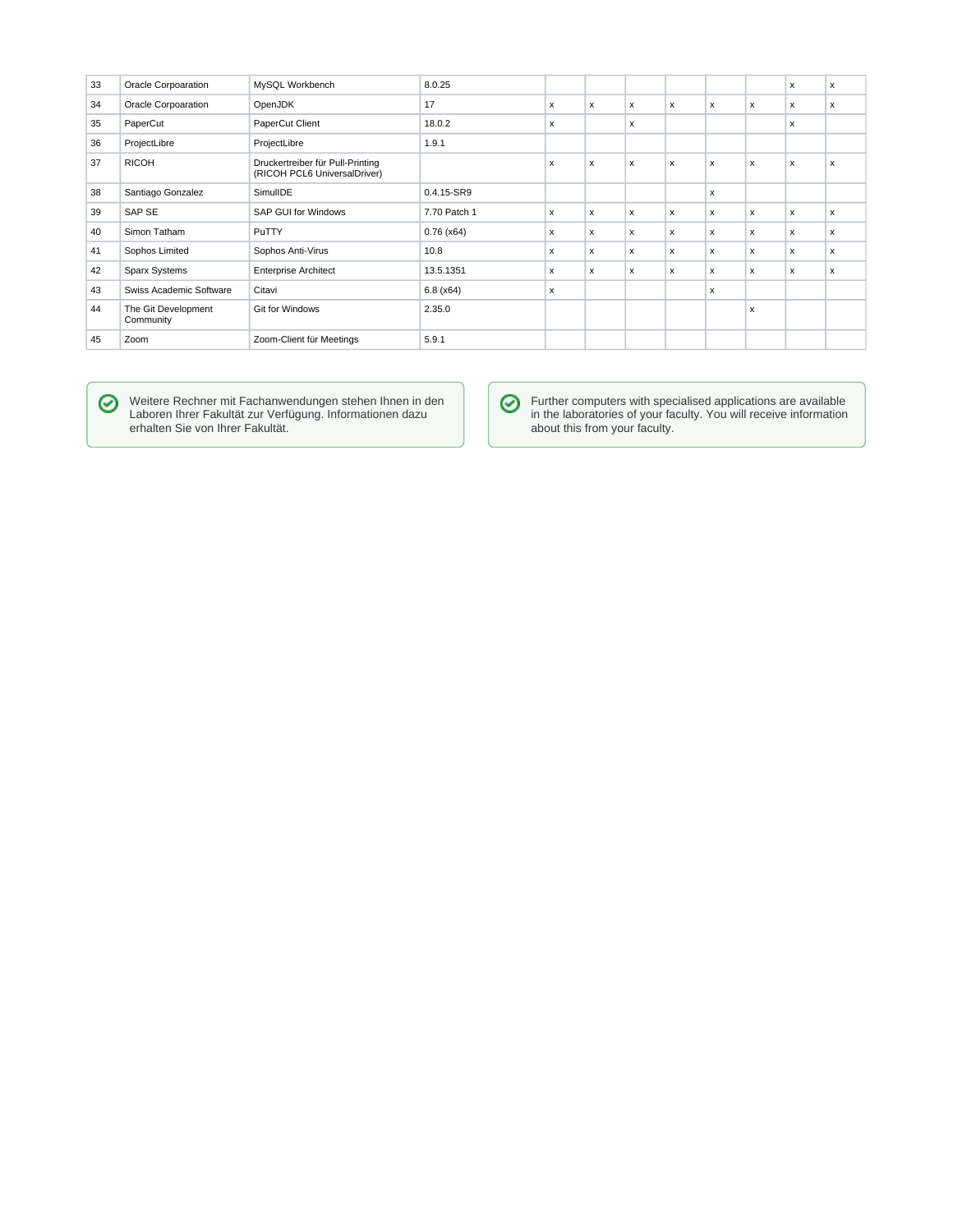| | | | | | | | | | | | |
|---|---|---|---|---|---|---|---|---|---|---|---|
| 33 | Oracle Corpoaration | MySQL Workbench | 8.0.25 | | | | | | | x | x |
| 34 | Oracle Corpoaration | OpenJDK | 17 | x | x | x | x | x | x | x | x |
| 35 | PaperCut | PaperCut Client | 18.0.2 | x | | x | | | | x | |
| 36 | ProjectLibre | ProjectLibre | 1.9.1 | | | | | | | | |
| 37 | RICOH | Druckertreiber für Pull-Printing (RICOH PCL6 UniversalDriver) | | x | x | x | x | x | x | x | x |
| 38 | Santiago Gonzalez | SimulIDE | 0.4.15-SR9 | | | | | x | | | |
| 39 | SAP SE | SAP GUI for Windows | 7.70 Patch 1 | x | x | x | x | x | x | x | x |
| 40 | Simon Tatham | PuTTY | 0.76 (x64) | x | x | x | x | x | x | x | x |
| 41 | Sophos Limited | Sophos Anti-Virus | 10.8 | x | x | x | x | x | x | x | x |
| 42 | Sparx Systems | Enterprise Architect | 13.5.1351 | x | x | x | x | x | x | x | x |
| 43 | Swiss Academic Software | Citavi | 6.8 (x64) | x | | | | x | | | |
| 44 | The Git Development Community | Git for Windows | 2.35.0 | | | | | | x | | |
| 45 | Zoom | Zoom-Client für Meetings | 5.9.1 | | | | | | | | |

Weitere Rechner mit Fachanwendungen stehen Ihnen in den Laboren Ihrer Fakultät zur Verfügung. Informationen dazu erhalten Sie von Ihrer Fakultät.

Further computers with specialised applications are available in the laboratories of your faculty. You will receive information about this from your faculty.